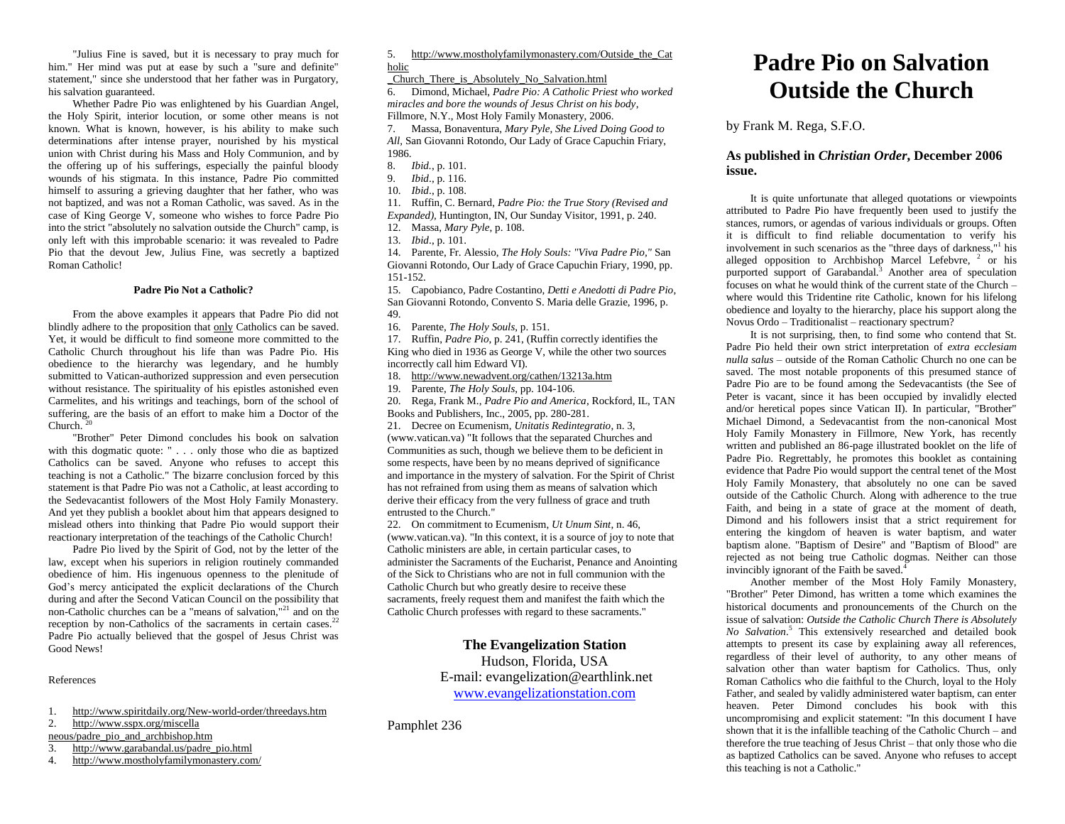# Padre Pio on Salvation Outside the Church

by Frank M. Rega, S.F.O.

### As published in *Christian Order*, December 2006 issue.

It is quite unfortunate that alleged quotations or viewpoints attributed to Padre Pio have frequently been used to justify the stances, rumors, or agendas of various individuals or groups. Often it is difficult to find reliable documentation to verify his involvement in such scenarios as the "three days of darkness,"[1] his alleged opposition to Archbishop Marcel Lefebvre, [2] or his purported support of Garabandal.[3] Another area of speculation focuses on what he would think of the current state of the Church – where would this Tridentine rite Catholic, known for his lifelong obedience and loyalty to the hierarchy, place his support along the Novus Ordo – Traditionalist – reactionary spectrum?

It is not surprising, then, to find some who contend that St. Padre Pio held their own strict interpretation of *extra ecclesiam nulla salus* – outside of the Roman Catholic Church no one can be saved. The most notable proponents of this presumed stance of Padre Pio are to be found among the Sedevacantists (the See of Peter is vacant, since it has been occupied by invalidly elected and/or heretical popes since Vatican II). In particular, "Brother" Michael Dimond, a Sedevacantist from the non-canonical Most Holy Family Monastery in Fillmore, New York, has recently written and published an 86-page illustrated booklet on the life of Padre Pio. Regrettably, he promotes this booklet as containing evidence that Padre Pio would support the central tenet of the Most Holy Family Monastery, that absolutely no one can be saved outside of the Catholic Church. Along with adherence to the true Faith, and being in a state of grace at the moment of death, Dimond and his followers insist that a strict requirement for entering the kingdom of heaven is water baptism, and water baptism alone. "Baptism of Desire" and "Baptism of Blood" are rejected as not being true Catholic dogmas. Neither can those invincibly ignorant of the Faith be saved.[4]

Another member of the Most Holy Family Monastery, "Brother" Peter Dimond, has written a tome which examines the historical documents and pronouncements of the Church on the issue of salvation: *Outside the Catholic Church There is Absolutely No Salvation*.[5] This extensively researched and detailed book attempts to present its case by explaining away all references, regardless of their level of authority, to any other means of salvation other than water baptism for Catholics. Thus, only Roman Catholics who die faithful to the Church, loyal to the Holy Father, and sealed by validly administered water baptism, can enter heaven. Peter Dimond concludes his book with this uncompromising and explicit statement: "In this document I have shown that it is the infallible teaching of the Catholic Church – and therefore the true teaching of Jesus Christ – that only those who die as baptized Catholics can be saved. Anyone who refuses to accept this teaching is not a Catholic."

"Julius Fine is saved, but it is necessary to pray much for him." Her mind was put at ease by such a "sure and definite" statement," since she understood that her father was in Purgatory, his salvation guaranteed.

Whether Padre Pio was enlightened by his Guardian Angel, the Holy Spirit, interior locution, or some other means is not known. What is known, however, is his ability to make such determinations after intense prayer, nourished by his mystical union with Christ during his Mass and Holy Communion, and by the offering up of his sufferings, especially the painful bloody wounds of his stigmata. In this instance, Padre Pio committed himself to assuring a grieving daughter that her father, who was not baptized, and was not a Roman Catholic, was saved. As in the case of King George V, someone who wishes to force Padre Pio into the strict "absolutely no salvation outside the Church" camp, is only left with this improbable scenario: it was revealed to Padre Pio that the devout Jew, Julius Fine, was secretly a baptized Roman Catholic!

#### Padre Pio Not a Catholic?

From the above examples it appears that Padre Pio did not blindly adhere to the proposition that only Catholics can be saved. Yet, it would be difficult to find someone more committed to the Catholic Church throughout his life than was Padre Pio. His obedience to the hierarchy was legendary, and he humbly submitted to Vatican-authorized suppression and even persecution without resistance. The spirituality of his epistles astonished even Carmelites, and his writings and teachings, born of the school of suffering, are the basis of an effort to make him a Doctor of the Church.[20]

"Brother" Peter Dimond concludes his book on salvation with this dogmatic quote: " . . . only those who die as baptized Catholics can be saved. Anyone who refuses to accept this teaching is not a Catholic." The bizarre conclusion forced by this statement is that Padre Pio was not a Catholic, at least according to the Sedevacantist followers of the Most Holy Family Monastery. And yet they publish a booklet about him that appears designed to mislead others into thinking that Padre Pio would support their reactionary interpretation of the teachings of the Catholic Church!

Padre Pio lived by the Spirit of God, not by the letter of the law, except when his superiors in religion routinely commanded obedience of him. His ingenuous openness to the plenitude of God's mercy anticipated the explicit declarations of the Church during and after the Second Vatican Council on the possibility that non-Catholic churches can be a "means of salvation,"[21] and on the reception by non-Catholics of the sacraments in certain cases.[22] Padre Pio actually believed that the gospel of Jesus Christ was Good News!

References

1. http://www.spiritdaily.org/New-world-order/threedays.htm
2. http://www.sspx.org/miscellaneous/padre_pio_and_archbishop.htm
3. http://www.garabandal.us/padre_pio.html
4. http://www.mostholyfamilymonastery.com/
5. http://www.mostholyfamilymonastery.com/Outside_the_Catholic_Church_There_is_Absolutely_No_Salvation.html
6. Dimond, Michael, *Padre Pio: A Catholic Priest who worked miracles and bore the wounds of Jesus Christ on his body*, Fillmore, N.Y., Most Holy Family Monastery, 2006.
7. Massa, Bonaventura, *Mary Pyle, She Lived Doing Good to All*, San Giovanni Rotondo, Our Lady of Grace Capuchin Friary, 1986.
8. *Ibid.*, p. 101.
9. *Ibid*., p. 116.
10. *Ibid*., p. 108.
11. Ruffin, C. Bernard, *Padre Pio: the True Story (Revised and Expanded)*, Huntington, IN, Our Sunday Visitor, 1991, p. 240.
12. Massa, *Mary Pyle*, p. 108.
13. *Ibid*., p. 101.
14. Parente, Fr. Alessio, *The Holy Souls: "Viva Padre Pio,"* San Giovanni Rotondo, Our Lady of Grace Capuchin Friary, 1990, pp. 151-152.
15. Capobianco, Padre Costantino, *Detti e Anedotti di Padre Pio*, San Giovanni Rotondo, Convento S. Maria delle Grazie, 1996, p. 49.
16. Parente, *The Holy Souls*, p. 151.
17. Ruffin, *Padre Pio*, p. 241, (Ruffin correctly identifies the King who died in 1936 as George V, while the other two sources incorrectly call him Edward VI).
18. http://www.newadvent.org/cathen/13213a.htm
19. Parente, *The Holy Souls*, pp. 104-106.
20. Rega, Frank M., *Padre Pio and America*, Rockford, IL, TAN Books and Publishers, Inc., 2005, pp. 280-281.
21. Decree on Ecumenism, *Unitatis Redintegratio*, n. 3, (www.vatican.va) "It follows that the separated Churches and Communities as such, though we believe them to be deficient in some respects, have been by no means deprived of significance and importance in the mystery of salvation. For the Spirit of Christ has not refrained from using them as means of salvation which derive their efficacy from the very fullness of grace and truth entrusted to the Church."
22. On commitment to Ecumenism, *Ut Unum Sint*, n. 46, (www.vatican.va). "In this context, it is a source of joy to note that Catholic ministers are able, in certain particular cases, to administer the Sacraments of the Eucharist, Penance and Anointing of the Sick to Christians who are not in full communion with the Catholic Church but who greatly desire to receive these sacraments, freely request them and manifest the faith which the Catholic Church professes with regard to these sacraments."

**The Evangelization Station**
Hudson, Florida, USA
E-mail: evangelization@earthlink.net
www.evangelizationstation.com

Pamphlet 236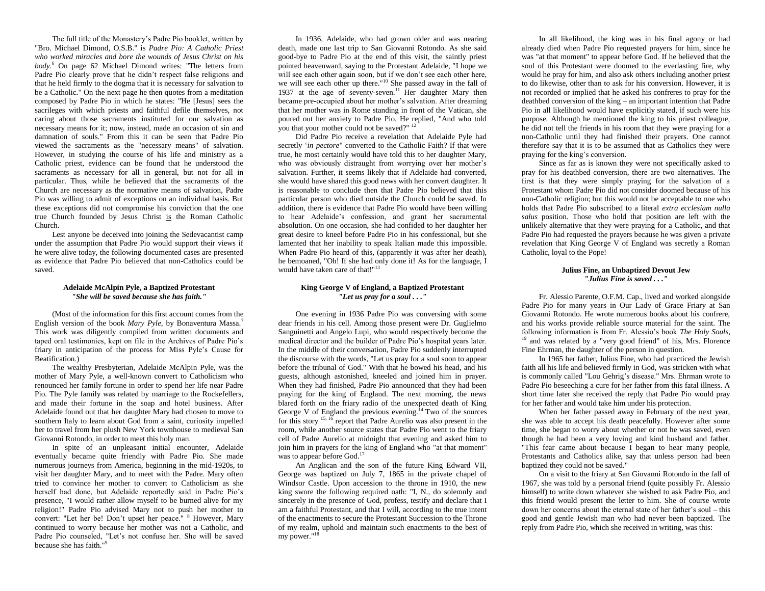The full title of the Monastery's Padre Pio booklet, written by "Bro. Michael Dimond, O.S.B." is *Padre Pio: A Catholic Priest who worked miracles and bore the wounds of Jesus Christ on his body.*[6] On page 62 Michael Dimond writes: "The letters from Padre Pio clearly prove that he didn't respect false religions and that he held firmly to the dogma that it is necessary for salvation to be a Catholic." On the next page he then quotes from a meditation composed by Padre Pio in which he states: "He [Jesus] sees the sacrileges with which priests and faithful defile themselves, not caring about those sacraments instituted for our salvation as necessary means for it; now, instead, made an occasion of sin and damnation of souls." From this it can be seen that Padre Pio viewed the sacraments as the "necessary means" of salvation. However, in studying the course of his life and ministry as a Catholic priest, evidence can be found that he understood the sacraments as necessary for all in general, but not for all in particular. Thus, while he believed that the sacraments of the Church are necessary as the normative means of salvation, Padre Pio was willing to admit of exceptions on an individual basis. But these exceptions did not compromise his conviction that the one true Church founded by Jesus Christ is the Roman Catholic Church.

Lest anyone be deceived into joining the Sedevacantist camp under the assumption that Padre Pio would support their views if he were alive today, the following documented cases are presented as evidence that Padre Pio believed that non-Catholics could be saved.

### Adelaide McAlpin Pyle, a Baptized Protestant
***"She will be saved because she has faith."***

(Most of the information for this first account comes from the English version of the book *Mary Pyle*, by Bonaventura Massa.[7] This work was diligently compiled from written documents and taped oral testimonies, kept on file in the Archives of Padre Pio's friary in anticipation of the process for Miss Pyle's Cause for Beatification.)

The wealthy Presbyterian, Adelaide McAlpin Pyle, was the mother of Mary Pyle, a well-known convert to Catholicism who renounced her family fortune in order to spend her life near Padre Pio. The Pyle family was related by marriage to the Rockefellers, and made their fortune in the soap and hotel business. After Adelaide found out that her daughter Mary had chosen to move to southern Italy to learn about God from a saint, curiosity impelled her to travel from her plush New York townhouse to medieval San Giovanni Rotondo, in order to meet this holy man.

In spite of an unpleasant initial encounter, Adelaide eventually became quite friendly with Padre Pio. She made numerous journeys from America, beginning in the mid-1920s, to visit her daughter Mary, and to meet with the Padre. Mary often tried to convince her mother to convert to Catholicism as she herself had done, but Adelaide reportedly said in Padre Pio's presence, "I would rather allow myself to be burned alive for my religion!" Padre Pio advised Mary not to push her mother to convert: "Let her be! Don't upset her peace." [8] However, Mary continued to worry because her mother was not a Catholic, and Padre Pio counseled, "Let's not confuse her. She will be saved because she has faith."[9]

In 1936, Adelaide, who had grown older and was nearing death, made one last trip to San Giovanni Rotondo. As she said good-bye to Padre Pio at the end of this visit, the saintly priest pointed heavenward, saying to the Protestant Adelaide, "I hope we will see each other again soon, but if we don't see each other here, we will see each other up there."[10] She passed away in the fall of 1937 at the age of seventy-seven.[11] Her daughter Mary then became pre-occupied about her mother's salvation. After dreaming that her mother was in Rome standing in front of the Vatican, she poured out her anxiety to Padre Pio. He replied, "And who told you that your mother could not be saved?" [12]

Did Padre Pio receive a revelation that Adelaide Pyle had secretly '*in pectore*" converted to the Catholic Faith? If that were true, he most certainly would have told this to her daughter Mary, who was obviously distraught from worrying over her mother's salvation. Further, it seems likely that if Adelaide had converted, she would have shared this good news with her convert daughter. It is reasonable to conclude then that Padre Pio believed that this particular person who died outside the Church could be saved. In addition, there is evidence that Padre Pio would have been willing to hear Adelaide's confession, and grant her sacramental absolution. On one occasion, she had confided to her daughter her great desire to kneel before Padre Pio in his confessional, but she lamented that her inability to speak Italian made this impossible. When Padre Pio heard of this, (apparently it was after her death), he bemoaned, "Oh! If she had only done it! As for the language, I would have taken care of that!"[13]

### King George V of England, a Baptized Protestant
***"Let us pray for a soul . . ."***

One evening in 1936 Padre Pio was conversing with some dear friends in his cell. Among those present were Dr. Guglielmo Sanguinetti and Angelo Lupi, who would respectively become the medical director and the builder of Padre Pio's hospital years later. In the middle of their conversation, Padre Pio suddenly interrupted the discourse with the words, "Let us pray for a soul soon to appear before the tribunal of God." With that he bowed his head, and his guests, although astonished, kneeled and joined him in prayer. When they had finished, Padre Pio announced that they had been praying for the king of England. The next morning, the news blared forth on the friary radio of the unexpected death of King George V of England the previous evening.[14] Two of the sources for this story [15, 16] report that Padre Aurelio was also present in the room, while another source states that Padre Pio went to the friary cell of Padre Aurelio at midnight that evening and asked him to join him in prayers for the king of England who "at that moment" was to appear before God.[17]

An Anglican and the son of the future King Edward VII, George was baptized on July 7, 1865 in the private chapel of Windsor Castle. Upon accession to the throne in 1910, the new king swore the following required oath: "I, N., do solemnly and sincerely in the presence of God, profess, testify and declare that I am a faithful Protestant, and that I will, according to the true intent of the enactments to secure the Protestant Succession to the Throne of my realm, uphold and maintain such enactments to the best of my power."[18]

In all likelihood, the king was in his final agony or had already died when Padre Pio requested prayers for him, since he was "at that moment" to appear before God. If he believed that the soul of this Protestant were doomed to the everlasting fire, why would he pray for him, and also ask others including another priest to do likewise, other than to ask for his conversion. However, it is not recorded or implied that he asked his confreres to pray for the deathbed conversion of the king – an important intention that Padre Pio in all likelihood would have explicitly stated, if such were his purpose. Although he mentioned the king to his priest colleague, he did not tell the friends in his room that they were praying for a non-Catholic until they had finished their prayers. One cannot therefore say that it is to be assumed that as Catholics they were praying for the king's conversion.

Since as far as is known they were not specifically asked to pray for his deathbed conversion, there are two alternatives. The first is that they were simply praying for the salvation of a Protestant whom Padre Pio did not consider doomed because of his non-Catholic religion; but this would not be acceptable to one who holds that Padre Pio subscribed to a literal *extra ecclesiam nulla salus* position. Those who hold that position are left with the unlikely alternative that they were praying for a Catholic, and that Padre Pio had requested the prayers because he was given a private revelation that King George V of England was secretly a Roman Catholic, loyal to the Pope!

### Julius Fine, an Unbaptized Devout Jew
***"Julius Fine is saved . . ."***

Fr. Alessio Parente, O.F.M. Cap., lived and worked alongside Padre Pio for many years in Our Lady of Grace Friary at San Giovanni Rotondo. He wrote numerous books about his confrere, and his works provide reliable source material for the saint. The following information is from Fr. Alessio's book *The Holy Souls*, [19] and was related by a "very good friend" of his, Mrs. Florence Fine Ehrman, the daughter of the person in question.

In 1965 her father, Julius Fine, who had practiced the Jewish faith all his life and believed firmly in God, was stricken with what is commonly called "Lou Gehrig's disease." Mrs. Ehrman wrote to Padre Pio beseeching a cure for her father from this fatal illness. A short time later she received the reply that Padre Pio would pray for her father and would take him under his protection.

When her father passed away in February of the next year, she was able to accept his death peacefully. However after some time, she began to worry about whether or not he was saved, even though he had been a very loving and kind husband and father. "This fear came about because I began to hear many people, Protestants and Catholics alike, say that unless person had been baptized they could not be saved."

On a visit to the friary at San Giovanni Rotondo in the fall of 1967, she was told by a personal friend (quite possibly Fr. Alessio himself) to write down whatever she wished to ask Padre Pio, and this friend would present the letter to him. She of course wrote down her concerns about the eternal state of her father's soul – this good and gentle Jewish man who had never been baptized. The reply from Padre Pio, which she received in writing, was this: